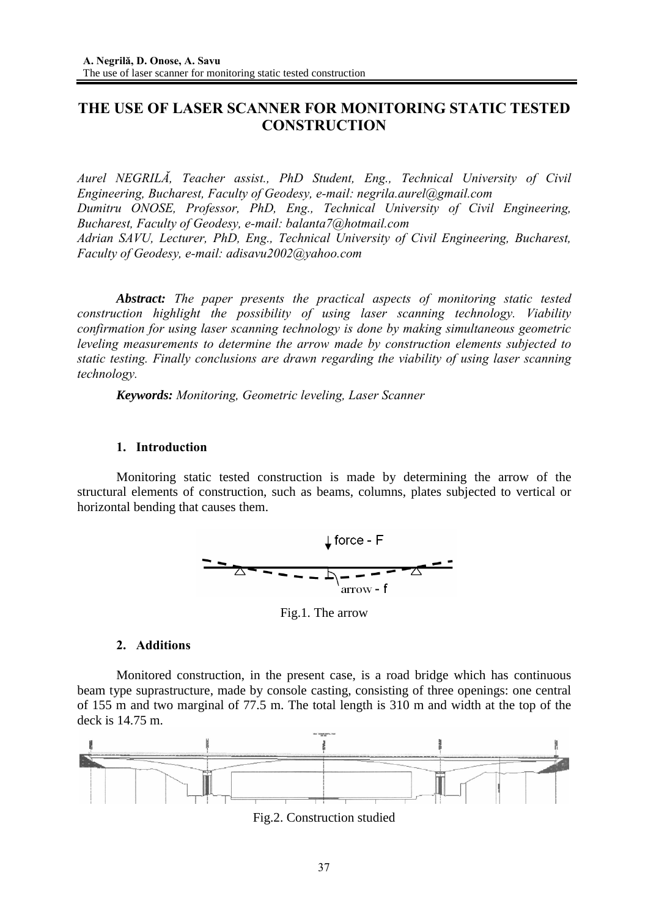# THE USE OF LASER SCANNER FOR MONITORING STATIC TESTED CONSTRUCTION

*Aurel NEGRILĂ, Teacher assist., PhD Student, Eng., Technical University of Civil Engineering, Bucharest, Faculty of Geodesy, e-mail: negrila.aurel@gmail.com*
*Dumitru ONOSE, Professor, PhD, Eng., Technical University of Civil Engineering, Bucharest, Faculty of Geodesy, e-mail: balanta7@hotmail.com*
*Adrian SAVU, Lecturer, PhD, Eng., Technical University of Civil Engineering, Bucharest, Faculty of Geodesy, e-mail: adisavu2002@yahoo.com*

***Abstract:*** *The paper presents the practical aspects of monitoring static tested construction highlight the possibility of using laser scanning technology. Viability confirmation for using laser scanning technology is done by making simultaneous geometric leveling measurements to determine the arrow made by construction elements subjected to static testing. Finally conclusions are drawn regarding the viability of using laser scanning technology.*

***Keywords:*** *Monitoring, Geometric leveling, Laser Scanner*

## 1. Introduction

Monitoring static tested construction is made by determining the arrow of the structural elements of construction, such as beams, columns, plates subjected to vertical or horizontal bending that causes them.

Fig.1. The arrow

## 2. Additions

Monitored construction, in the present case, is a road bridge which has continuous beam type suprastructure, made by console casting, consisting of three openings: one central of 155 m and two marginal of 77.5 m. The total length is 310 m and width at the top of the deck is 14.75 m.

Fig.2. Construction studied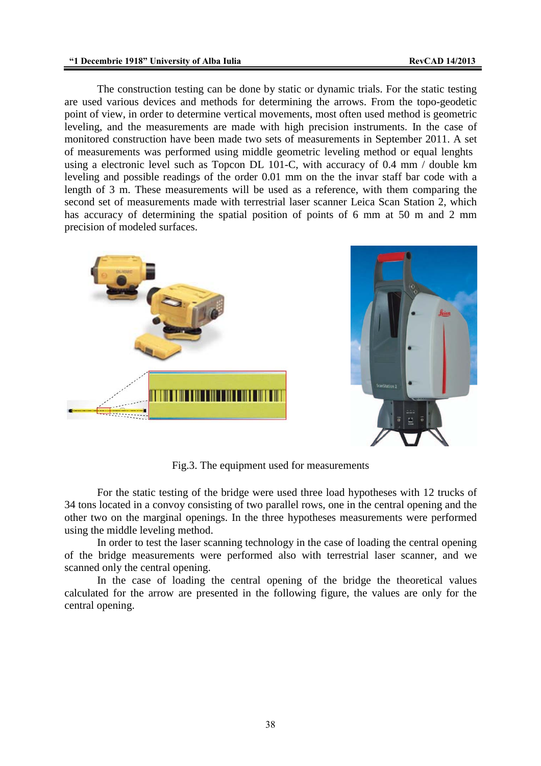The construction testing can be done by static or dynamic trials. For the static testing are used various devices and methods for determining the arrows. From the topo-geodetic point of view, in order to determine vertical movements, most often used method is geometric leveling, and the measurements are made with high precision instruments. In the case of monitored construction have been made two sets of measurements in September 2011. A set of measurements was performed using middle geometric leveling method or equal lenghts using a electronic level such as Topcon DL 101-C, with accuracy of 0.4 mm / double km leveling and possible readings of the order 0.01 mm on the the invar staff bar code with a length of 3 m. These measurements will be used as a reference, with them comparing the second set of measurements made with terrestrial laser scanner Leica Scan Station 2, which has accuracy of determining the spatial position of points of 6 mm at 50 m and 2 mm precision of modeled surfaces.

Fig.3. The equipment used for measurements

For the static testing of the bridge were used three load hypotheses with 12 trucks of 34 tons located in a convoy consisting of two parallel rows, one in the central opening and the other two on the marginal openings. In the three hypotheses measurements were performed using the middle leveling method.

In order to test the laser scanning technology in the case of loading the central opening of the bridge measurements were performed also with terrestrial laser scanner, and we scanned only the central opening.

In the case of loading the central opening of the bridge the theoretical values calculated for the arrow are presented in the following figure, the values are only for the central opening.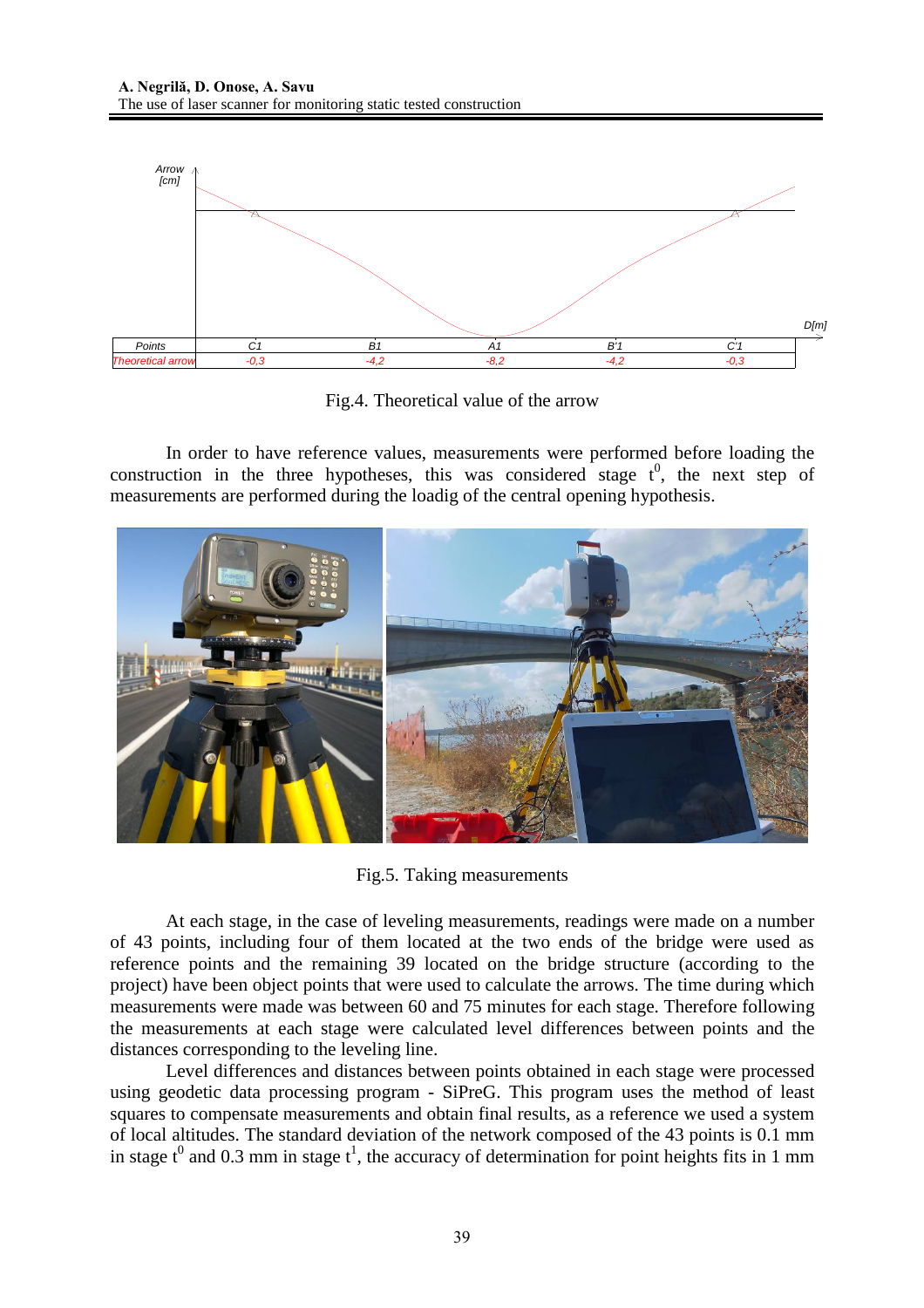| Points | C1 | B1 | A1 | B'1 | C'1 |
|---|---|---|---|---|---|
| Theoretical arrow | -0,3 | -4,2 | -8,2 | -4,2 | -0,3 |

Fig.4. Theoretical value of the arrow

In order to have reference values, measurements were performed before loading the construction in the three hypotheses, this was considered stage $t^0$, the next step of measurements are performed during the loadig of the central opening hypothesis.

Fig.5. Taking measurements

At each stage, in the case of leveling measurements, readings were made on a number of 43 points, including four of them located at the two ends of the bridge were used as reference points and the remaining 39 located on the bridge structure (according to the project) have been object points that were used to calculate the arrows. The time during which measurements were made was between 60 and 75 minutes for each stage. Therefore following the measurements at each stage were calculated level differences between points and the distances corresponding to the leveling line.

Level differences and distances between points obtained in each stage were processed using geodetic data processing program - SiPreG. This program uses the method of least squares to compensate measurements and obtain final results, as a reference we used a system of local altitudes. The standard deviation of the network composed of the 43 points is 0.1 mm in stage $t^0$ and 0.3 mm in stage $t^1$, the accuracy of determination for point heights fits in 1 mm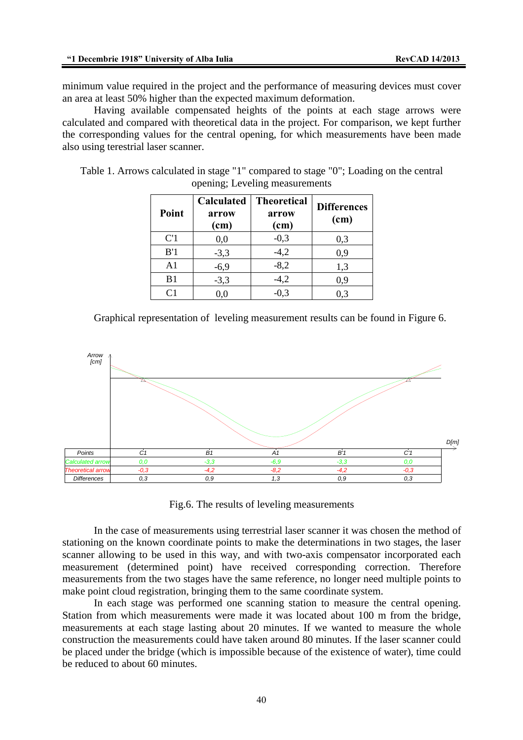minimum value required in the project and the performance of measuring devices must cover an area at least 50% higher than the expected maximum deformation.

Having available compensated heights of the points at each stage arrows were calculated and compared with theoretical data in the project. For comparison, we kept further the corresponding values for the central opening, for which measurements have been made also using terrestrial laser scanner.

Table 1. Arrows calculated in stage "1" compared to stage "0"; Loading on the central opening; Leveling measurements

| Point | Calculated arrow (cm) | Theoretical arrow (cm) | Differences (cm) |
|---|---|---|---|
| C'1 | 0,0 | -0,3 | 0,3 |
| B'1 | -3,3 | -4,2 | 0,9 |
| A1 | -6,9 | -8,2 | 1,3 |
| B1 | -3,3 | -4,2 | 0,9 |
| C1 | 0,0 | -0,3 | 0,3 |

Graphical representation of leveling measurement results can be found in Figure 6.

| Points | C1 | B1 | A1 | B'1 | C'1 |
|---|---|---|---|---|---|
| Calculated arrow | 0,0 | -3,3 | -6,9 | -3,3 | 0,0 |
| Theoretical arrow | -0,3 | -4,2 | -8,2 | -4,2 | -0,3 |
| Differences | 0,3 | 0,9 | 1,3 | 0,9 | 0,3 |

Fig.6. The results of leveling measurements

In the case of measurements using terrestrial laser scanner it was chosen the method of stationing on the known coordinate points to make the determinations in two stages, the laser scanner allowing to be used in this way, and with two-axis compensator incorporated each measurement (determined point) have received corresponding correction. Therefore measurements from the two stages have the same reference, no longer need multiple points to make point cloud registration, bringing them to the same coordinate system.

In each stage was performed one scanning station to measure the central opening. Station from which measurements were made it was located about 100 m from the bridge, measurements at each stage lasting about 20 minutes. If we wanted to measure the whole construction the measurements could have taken around 80 minutes. If the laser scanner could be placed under the bridge (which is impossible because of the existence of water), time could be reduced to about 60 minutes.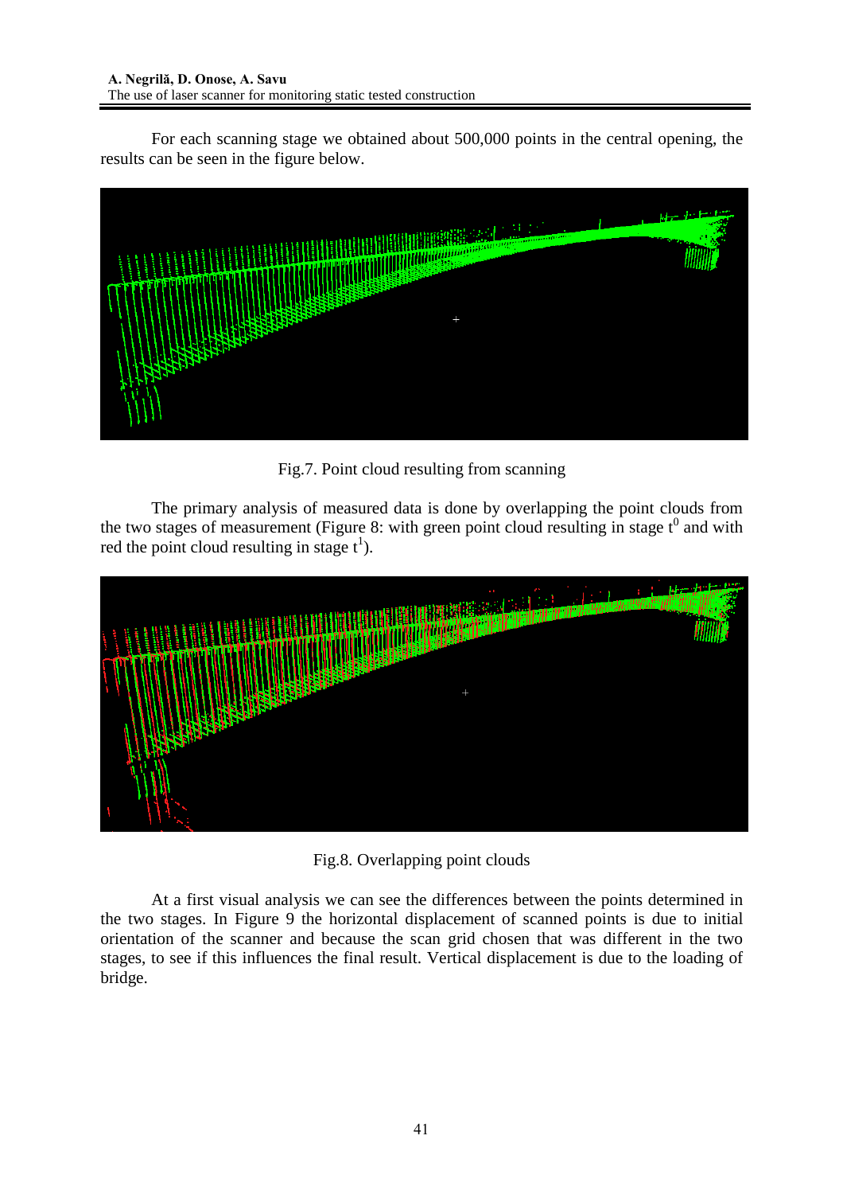For each scanning stage we obtained about 500,000 points in the central opening, the results can be seen in the figure below.

Fig.7. Point cloud resulting from scanning

The primary analysis of measured data is done by overlapping the point clouds from the two stages of measurement (Figure 8: with green point cloud resulting in stage $t^0$ and with red the point cloud resulting in stage $t^1$).

Fig.8. Overlapping point clouds

At a first visual analysis we can see the differences between the points determined in the two stages. In Figure 9 the horizontal displacement of scanned points is due to initial orientation of the scanner and because the scan grid chosen that was different in the two stages, to see if this influences the final result. Vertical displacement is due to the loading of bridge.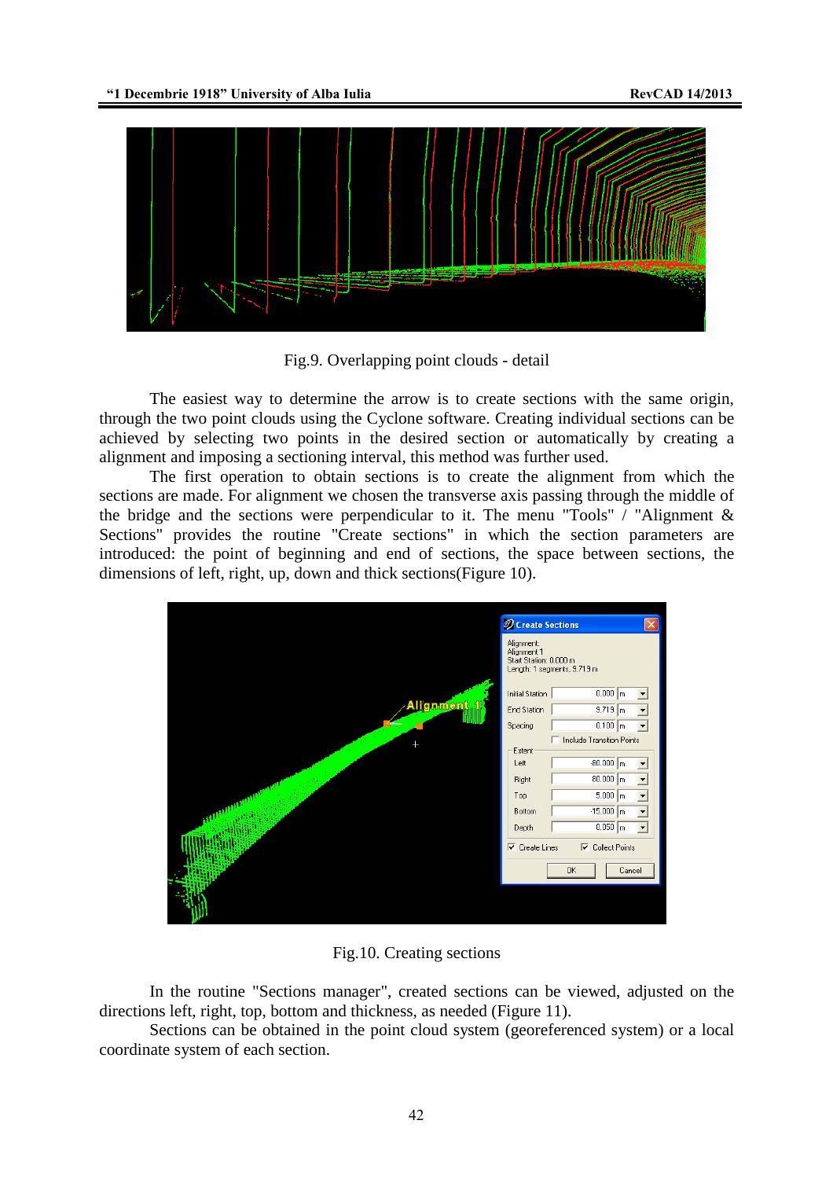Fig.9. Overlapping point clouds - detail

The easiest way to determine the arrow is to create sections with the same origin, through the two point clouds using the Cyclone software. Creating individual sections can be achieved by selecting two points in the desired section or automatically by creating a alignment and imposing a sectioning interval, this method was further used.

The first operation to obtain sections is to create the alignment from which the sections are made. For alignment we chosen the transverse axis passing through the middle of the bridge and the sections were perpendicular to it. The menu "Tools" / "Alignment & Sections" provides the routine "Create sections" in which the section parameters are introduced: the point of beginning and end of sections, the space between sections, the dimensions of left, right, up, down and thick sections(Figure 10).

Fig.10. Creating sections

In the routine "Sections manager", created sections can be viewed, adjusted on the directions left, right, top, bottom and thickness, as needed (Figure 11).

Sections can be obtained in the point cloud system (georeferenced system) or a local coordinate system of each section.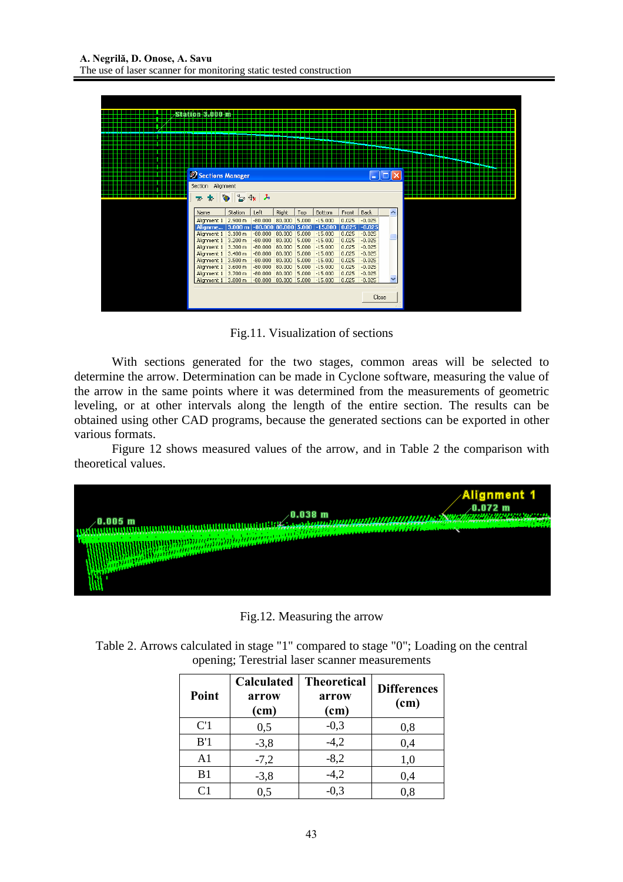Fig.11. Visualization of sections

With sections generated for the two stages, common areas will be selected to determine the arrow. Determination can be made in Cyclone software, measuring the value of the arrow in the same points where it was determined from the measurements of geometric leveling, or at other intervals along the length of the entire section. The results can be obtained using other CAD programs, because the generated sections can be exported in other various formats.

Figure 12 shows measured values of the arrow, and in Table 2 the comparison with theoretical values.

Fig.12. Measuring the arrow

Table 2. Arrows calculated in stage "1" compared to stage "0"; Loading on the central opening; Terestrial laser scanner measurements

| Point | Calculated arrow (cm) | Theoretical arrow (cm) | Differences (cm) |
|---|---|---|---|
| C'1 | 0,5 | -0,3 | 0,8 |
| B'1 | -3,8 | -4,2 | 0,4 |
| A1 | -7,2 | -8,2 | 1,0 |
| B1 | -3,8 | -4,2 | 0,4 |
| C1 | 0,5 | -0,3 | 0,8 |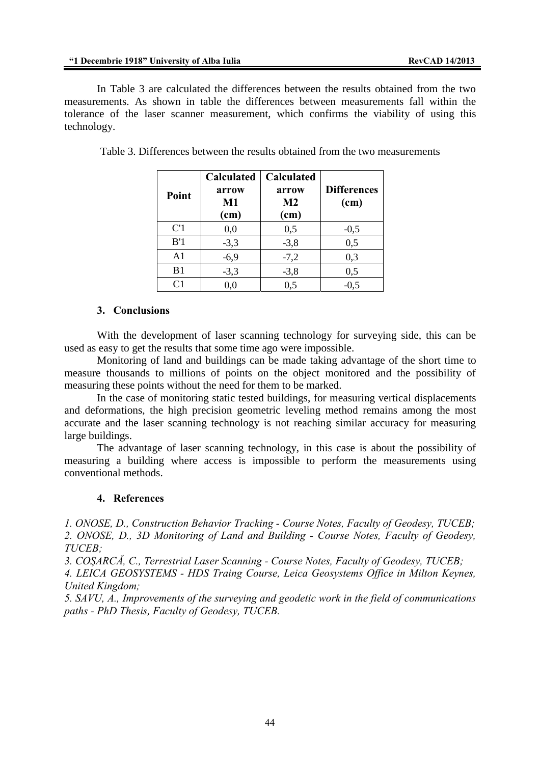In Table 3 are calculated the differences between the results obtained from the two measurements. As shown in table the differences between measurements fall within the tolerance of the laser scanner measurement, which confirms the viability of using this technology.

Table 3. Differences between the results obtained from the two measurements

| Point | Calculated arrow M1 (cm) | Calculated arrow M2 (cm) | Differences (cm) |
|---|---|---|---|
| C'1 | 0,0 | 0,5 | -0,5 |
| B'1 | -3,3 | -3,8 | 0,5 |
| A1 | -6,9 | -7,2 | 0,3 |
| B1 | -3,3 | -3,8 | 0,5 |
| C1 | 0,0 | 0,5 | -0,5 |

## 3. Conclusions

With the development of laser scanning technology for surveying side, this can be used as easy to get the results that some time ago were impossible.

Monitoring of land and buildings can be made taking advantage of the short time to measure thousands to millions of points on the object monitored and the possibility of measuring these points without the need for them to be marked.

In the case of monitoring static tested buildings, for measuring vertical displacements and deformations, the high precision geometric leveling method remains among the most accurate and the laser scanning technology is not reaching similar accuracy for measuring large buildings.

The advantage of laser scanning technology, in this case is about the possibility of measuring a building where access is impossible to perform the measurements using conventional methods.

## 4. References

*1. ONOSE, D., Construction Behavior Tracking - Course Notes, Faculty of Geodesy, TUCEB;*
*2. ONOSE, D., 3D Monitoring of Land and Building - Course Notes, Faculty of Geodesy, TUCEB;*
*3. COŞARCĂ, C., Terrestrial Laser Scanning - Course Notes, Faculty of Geodesy, TUCEB;*
*4. LEICA GEOSYSTEMS - HDS Traing Course, Leica Geosystems Office in Milton Keynes, United Kingdom;*
*5. SAVU, A., Improvements of the surveying and geodetic work in the field of communications paths - PhD Thesis, Faculty of Geodesy, TUCEB.*